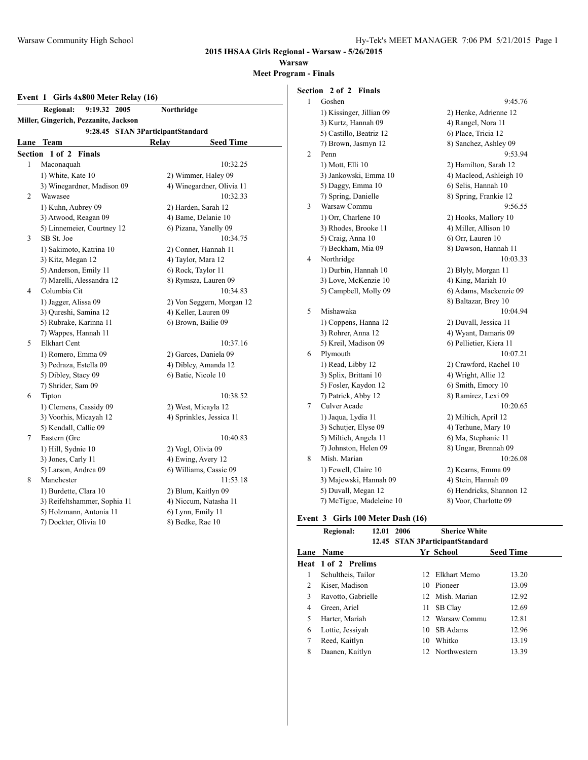## 2015 IHSAA Girls Regional - Warsaw - 5/26/2015

**Warsaw**

**Meet Program - Finals**

### Event 1 Girls 4x800 Meter Relay (16)

**Regional:** 9:19.32 2005 Northridge
Miller, Gingerich, Pezzanite, Jackson

9:28.45 STAN 3ParticipantStandard

| Lane | Team | Relay | Seed Time |
|---|---|---|---|

**Section 1 of 2 Finals**

1. Maconaquah — 10:32.25
   - 1) White, Kate 10
   - 2) Wimmer, Haley 09
   - 3) Winegardner, Madison 09
   - 4) Winegardner, Olivia 11
2. Wawasee — 10:32.33
   - 1) Kuhn, Aubrey 09
   - 2) Harden, Sarah 12
   - 3) Atwood, Reagan 09
   - 4) Bame, Delanie 10
   - 5) Linnemeier, Courtney 12
   - 6) Pizana, Yanelly 09
3. SB St. Joe — 10:34.75
   - 1) Sakimoto, Katrina 10
   - 2) Conner, Hannah 11
   - 3) Kitz, Megan 12
   - 4) Taylor, Mara 12
   - 5) Anderson, Emily 11
   - 6) Rock, Taylor 11
   - 7) Marelli, Alessandra 12
   - 8) Rymsza, Lauren 09
4. Columbia Cit — 10:34.83
   - 1) Jagger, Alissa 09
   - 2) Von Seggern, Morgan 12
   - 3) Qureshi, Samina 12
   - 4) Keller, Lauren 09
   - 5) Rubrake, Karinna 11
   - 6) Brown, Bailie 09
   - 7) Wappes, Hannah 11
5. Elkhart Cent — 10:37.16
   - 1) Romero, Emma 09
   - 2) Garces, Daniela 09
   - 3) Pedraza, Estella 09
   - 4) Dibley, Amanda 12
   - 5) Dibley, Stacy 09
   - 6) Batie, Nicole 10
   - 7) Shrider, Sam 09
6. Tipton — 10:38.52
   - 1) Clemens, Cassidy 09
   - 2) West, Micayla 12
   - 3) Voorhis, Micayah 12
   - 4) Sprinkles, Jessica 11
   - 5) Kendall, Callie 09
7. Eastern (Gre — 10:40.83
   - 1) Hill, Sydnie 10
   - 2) Vogl, Olivia 09
   - 3) Jones, Carly 11
   - 4) Ewing, Avery 12
   - 5) Larson, Andrea 09
   - 6) Williams, Cassie 09
8. Manchester — 11:53.18
   - 1) Burdette, Clara 10
   - 2) Blum, Kaitlyn 09
   - 3) Reifeltshammer, Sophia 11
   - 4) Niccum, Natasha 11
   - 5) Holzmann, Antonia 11
   - 6) Lynn, Emily 11
   - 7) Dockter, Olivia 10
   - 8) Bedke, Rae 10

**Section 2 of 2 Finals**

1. Goshen — 9:45.76
   - 1) Kissinger, Jillian 09
   - 2) Henke, Adrienne 12
   - 3) Kurtz, Hannah 09
   - 4) Rangel, Nora 11
   - 5) Castillo, Beatriz 12
   - 6) Place, Tricia 12
   - 7) Brown, Jasmyn 12
   - 8) Sanchez, Ashley 09
2. Penn — 9:53.94
   - 1) Mott, Elli 10
   - 2) Hamilton, Sarah 12
   - 3) Jankowski, Emma 10
   - 4) Macleod, Ashleigh 10
   - 5) Daggy, Emma 10
   - 6) Selis, Hannah 10
   - 7) Spring, Danielle
   - 8) Spring, Frankie 12
3. Warsaw Commu — 9:56.55
   - 1) Orr, Charlene 10
   - 2) Hooks, Mallory 10
   - 3) Rhodes, Brooke 11
   - 4) Miller, Allison 10
   - 5) Craig, Anna 10
   - 6) Orr, Lauren 10
   - 7) Beckham, Mia 09
   - 8) Dawson, Hannah 11
4. Northridge — 10:03.33
   - 1) Durbin, Hannah 10
   - 2) Blyly, Morgan 11
   - 3) Love, McKenzie 10
   - 4) King, Mariah 10
   - 5) Campbell, Molly 09
   - 6) Adams, Mackenzie 09
   - 8) Baltazar, Brey 10
5. Mishawaka — 10:04.94
   - 1) Coppens, Hanna 12
   - 2) Duvall, Jessica 11
   - 3) Rohrer, Anna 12
   - 4) Wyant, Damaris 09
   - 5) Kreil, Madison 09
   - 6) Pellietier, Kiera 11
6. Plymouth — 10:07.21
   - 1) Read, Libby 12
   - 2) Crawford, Rachel 10
   - 3) Splix, Brittani 10
   - 4) Wright, Allie 12
   - 5) Fosler, Kaydon 12
   - 6) Smith, Emory 10
   - 7) Patrick, Abby 12
   - 8) Ramirez, Lexi 09
7. Culver Acade — 10:20.65
   - 1) Jaqua, Lydia 11
   - 2) Miltich, April 12
   - 3) Schutjer, Elyse 09
   - 4) Terhune, Mary 10
   - 5) Miltich, Angela 11
   - 6) Ma, Stephanie 11
   - 7) Johnston, Helen 09
   - 8) Ungar, Brennah 09
8. Mish. Marian — 10:26.08
   - 1) Fewell, Claire 10
   - 2) Kearns, Emma 09
   - 3) Majewski, Hannah 09
   - 4) Stein, Hannah 09
   - 5) Duvall, Megan 12
   - 6) Hendricks, Shannon 12
   - 7) McTigue, Madeleine 10
   - 8) Voor, Charlotte 09

### Event 3 Girls 100 Meter Dash (16)

**Regional:** 12.01 2006 Sherice White

12.45 STAN 3ParticipantStandard

**Heat 1 of 2 Prelims**

| Lane | Name | Yr | School | Seed Time |
|---|---|---|---|---|
| 1 | Schultheis, Tailor | 12 | Elkhart Memo | 13.20 |
| 2 | Kiser, Madison | 10 | Pioneer | 13.09 |
| 3 | Ravotto, Gabrielle | 12 | Mish. Marian | 12.92 |
| 4 | Green, Ariel | 11 | SB Clay | 12.69 |
| 5 | Harter, Mariah | 12 | Warsaw Commu | 12.81 |
| 6 | Lottie, Jessiyah | 10 | SB Adams | 12.96 |
| 7 | Reed, Kaitlyn | 10 | Whitko | 13.19 |
| 8 | Daanen, Kaitlyn | 12 | Northwestern | 13.39 |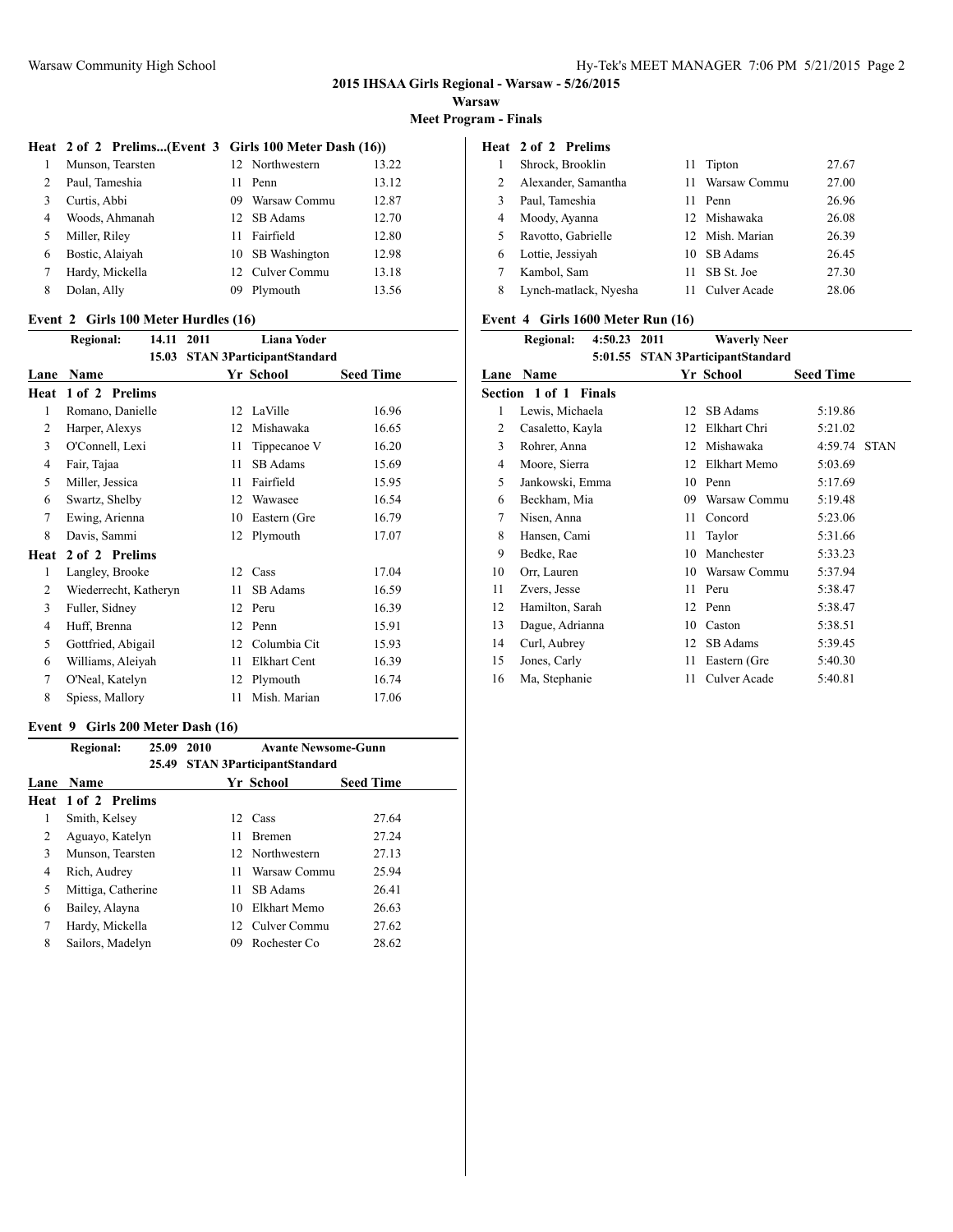## 2015 IHSAA Girls Regional - Warsaw - 5/26/2015

**Warsaw**

**Meet Program - Finals**

### Heat 2 of 2 Prelims...(Event 3 Girls 100 Meter Dash (16))

| Lane | Name | Yr | School | Seed Time |
|---|---|---|---|---|
| 1 | Munson, Tearsten | 12 | Northwestern | 13.22 |
| 2 | Paul, Tameshia | 11 | Penn | 13.12 |
| 3 | Curtis, Abbi | 09 | Warsaw Commu | 12.87 |
| 4 | Woods, Ahmanah | 12 | SB Adams | 12.70 |
| 5 | Miller, Riley | 11 | Fairfield | 12.80 |
| 6 | Bostic, Alaiyah | 10 | SB Washington | 12.98 |
| 7 | Hardy, Mickella | 12 | Culver Commu | 13.18 |
| 8 | Dolan, Ally | 09 | Plymouth | 13.56 |

### Event 2 Girls 100 Meter Hurdles (16)

**Regional:** 14.11 2011 Liana Yoder
15.03 STAN 3ParticipantStandard

| Lane | Name | Yr | School | Seed Time |
|---|---|---|---|---|
| **Heat 1 of 2 Prelims** | | | | |
| 1 | Romano, Danielle | 12 | LaVille | 16.96 |
| 2 | Harper, Alexys | 12 | Mishawaka | 16.65 |
| 3 | O'Connell, Lexi | 11 | Tippecanoe V | 16.20 |
| 4 | Fair, Tajaa | 11 | SB Adams | 15.69 |
| 5 | Miller, Jessica | 11 | Fairfield | 15.95 |
| 6 | Swartz, Shelby | 12 | Wawasee | 16.54 |
| 7 | Ewing, Arienna | 10 | Eastern (Gre | 16.79 |
| 8 | Davis, Sammi | 12 | Plymouth | 17.07 |
| **Heat 2 of 2 Prelims** | | | | |
| 1 | Langley, Brooke | 12 | Cass | 17.04 |
| 2 | Wiederrecht, Katheryn | 11 | SB Adams | 16.59 |
| 3 | Fuller, Sidney | 12 | Peru | 16.39 |
| 4 | Huff, Brenna | 12 | Penn | 15.91 |
| 5 | Gottfried, Abigail | 12 | Columbia Cit | 15.93 |
| 6 | Williams, Aleiyah | 11 | Elkhart Cent | 16.39 |
| 7 | O'Neal, Katelyn | 12 | Plymouth | 16.74 |
| 8 | Spiess, Mallory | 11 | Mish. Marian | 17.06 |

### Event 9 Girls 200 Meter Dash (16)

**Regional:** 25.09 2010 Avante Newsome-Gunn
25.49 STAN 3ParticipantStandard

| Lane | Name | Yr | School | Seed Time |
|---|---|---|---|---|
| **Heat 1 of 2 Prelims** | | | | |
| 1 | Smith, Kelsey | 12 | Cass | 27.64 |
| 2 | Aguayo, Katelyn | 11 | Bremen | 27.24 |
| 3 | Munson, Tearsten | 12 | Northwestern | 27.13 |
| 4 | Rich, Audrey | 11 | Warsaw Commu | 25.94 |
| 5 | Mittiga, Catherine | 11 | SB Adams | 26.41 |
| 6 | Bailey, Alayna | 10 | Elkhart Memo | 26.63 |
| 7 | Hardy, Mickella | 12 | Culver Commu | 27.62 |
| 8 | Sailors, Madelyn | 09 | Rochester Co | 28.62 |
| **Heat 2 of 2 Prelims** | | | | |
| 1 | Shrock, Brooklin | 11 | Tipton | 27.67 |
| 2 | Alexander, Samantha | 11 | Warsaw Commu | 27.00 |
| 3 | Paul, Tameshia | 11 | Penn | 26.96 |
| 4 | Moody, Ayanna | 12 | Mishawaka | 26.08 |
| 5 | Ravotto, Gabrielle | 12 | Mish. Marian | 26.39 |
| 6 | Lottie, Jessiyah | 10 | SB Adams | 26.45 |
| 7 | Kambol, Sam | 11 | SB St. Joe | 27.30 |
| 8 | Lynch-matlack, Nyesha | 11 | Culver Acade | 28.06 |

### Event 4 Girls 1600 Meter Run (16)

**Regional:** 4:50.23 2011 Waverly Neer
5:01.55 STAN 3ParticipantStandard

| Lane | Name | Yr | School | Seed Time | |
|---|---|---|---|---|---|
| **Section 1 of 1 Finals** | | | | | |
| 1 | Lewis, Michaela | 12 | SB Adams | 5:19.86 | |
| 2 | Casaletto, Kayla | 12 | Elkhart Chri | 5:21.02 | |
| 3 | Rohrer, Anna | 12 | Mishawaka | 4:59.74 | STAN |
| 4 | Moore, Sierra | 12 | Elkhart Memo | 5:03.69 | |
| 5 | Jankowski, Emma | 10 | Penn | 5:17.69 | |
| 6 | Beckham, Mia | 09 | Warsaw Commu | 5:19.48 | |
| 7 | Nisen, Anna | 11 | Concord | 5:23.06 | |
| 8 | Hansen, Cami | 11 | Taylor | 5:31.66 | |
| 9 | Bedke, Rae | 10 | Manchester | 5:33.23 | |
| 10 | Orr, Lauren | 10 | Warsaw Commu | 5:37.94 | |
| 11 | Zvers, Jesse | 11 | Peru | 5:38.47 | |
| 12 | Hamilton, Sarah | 12 | Penn | 5:38.47 | |
| 13 | Dague, Adrianna | 10 | Caston | 5:38.51 | |
| 14 | Curl, Aubrey | 12 | SB Adams | 5:39.45 | |
| 15 | Jones, Carly | 11 | Eastern (Gre | 5:40.30 | |
| 16 | Ma, Stephanie | 11 | Culver Acade | 5:40.81 | |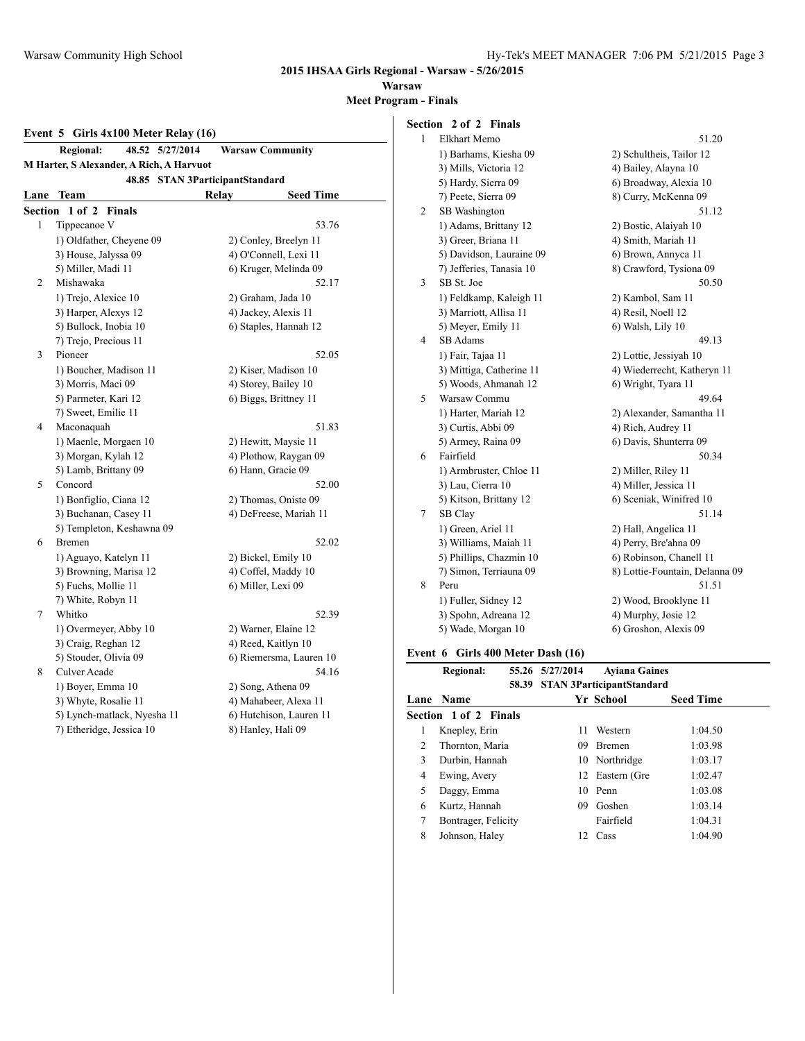**2015 IHSAA Girls Regional - Warsaw - 5/26/2015**

**Warsaw**

**Meet Program - Finals**

## Event 5 Girls 4x100 Meter Relay (16)

**Regional:** 48.52 5/27/2014 Warsaw Community
M Harter, S Alexander, A Rich, A Harvuot
48.85 STAN 3ParticipantStandard

| Lane | Team | Relay | Seed Time |
|---|---|---|---|

**Section 1 of 2 Finals**

| Lane | Team | | Seed Time |
|---|---|---|---|
| 1 | Tippecanoe V | | 53.76 |
| | 1) Oldfather, Cheyene 09 | 2) Conley, Breelyn 11 | |
| | 3) House, Jalyssa 09 | 4) O'Connell, Lexi 11 | |
| | 5) Miller, Madi 11 | 6) Kruger, Melinda 09 | |
| 2 | Mishawaka | | 52.17 |
| | 1) Trejo, Alexice 10 | 2) Graham, Jada 10 | |
| | 3) Harper, Alexys 12 | 4) Jackey, Alexis 11 | |
| | 5) Bullock, Inobia 10 | 6) Staples, Hannah 12 | |
| | 7) Trejo, Precious 11 | | |
| 3 | Pioneer | | 52.05 |
| | 1) Boucher, Madison 11 | 2) Kiser, Madison 10 | |
| | 3) Morris, Maci 09 | 4) Storey, Bailey 10 | |
| | 5) Parmeter, Kari 12 | 6) Biggs, Brittney 11 | |
| | 7) Sweet, Emilie 11 | | |
| 4 | Maconaquah | | 51.83 |
| | 1) Maenle, Morgaen 10 | 2) Hewitt, Maysie 11 | |
| | 3) Morgan, Kylah 12 | 4) Plothow, Raygan 09 | |
| | 5) Lamb, Brittany 09 | 6) Hann, Gracie 09 | |
| 5 | Concord | | 52.00 |
| | 1) Bonfiglio, Ciana 12 | 2) Thomas, Oniste 09 | |
| | 3) Buchanan, Casey 11 | 4) DeFreese, Mariah 11 | |
| | 5) Templeton, Keshawna 09 | | |
| 6 | Bremen | | 52.02 |
| | 1) Aguayo, Katelyn 11 | 2) Bickel, Emily 10 | |
| | 3) Browning, Marisa 12 | 4) Coffel, Maddy 10 | |
| | 5) Fuchs, Mollie 11 | 6) Miller, Lexi 09 | |
| | 7) White, Robyn 11 | | |
| 7 | Whitko | | 52.39 |
| | 1) Overmeyer, Abby 10 | 2) Warner, Elaine 12 | |
| | 3) Craig, Reghan 12 | 4) Reed, Kaitlyn 10 | |
| | 5) Stouder, Olivia 09 | 6) Riemersma, Lauren 10 | |
| 8 | Culver Acade | | 54.16 |
| | 1) Boyer, Emma 10 | 2) Song, Athena 09 | |
| | 3) Whyte, Rosalie 11 | 4) Mahabeer, Alexa 11 | |
| | 5) Lynch-matlack, Nyesha 11 | 6) Hutchison, Lauren 11 | |
| | 7) Etheridge, Jessica 10 | 8) Hanley, Hali 09 | |

**Section 2 of 2 Finals**

| Lane | Team | | Seed Time |
|---|---|---|---|
| 1 | Elkhart Memo | | 51.20 |
| | 1) Barhams, Kiesha 09 | 2) Schultheis, Tailor 12 | |
| | 3) Mills, Victoria 12 | 4) Bailey, Alayna 10 | |
| | 5) Hardy, Sierra 09 | 6) Broadway, Alexia 10 | |
| | 7) Peete, Sierra 09 | 8) Curry, McKenna 09 | |
| 2 | SB Washington | | 51.12 |
| | 1) Adams, Brittany 12 | 2) Bostic, Alaiyah 10 | |
| | 3) Greer, Briana 11 | 4) Smith, Mariah 11 | |
| | 5) Davidson, Lauraine 09 | 6) Brown, Annyca 11 | |
| | 7) Jefferies, Tanasia 10 | 8) Crawford, Tysiona 09 | |
| 3 | SB St. Joe | | 50.50 |
| | 1) Feldkamp, Kaleigh 11 | 2) Kambol, Sam 11 | |
| | 3) Marriott, Allisa 11 | 4) Resil, Noell 12 | |
| | 5) Meyer, Emily 11 | 6) Walsh, Lily 10 | |
| 4 | SB Adams | | 49.13 |
| | 1) Fair, Tajaa 11 | 2) Lottie, Jessiyah 10 | |
| | 3) Mittiga, Catherine 11 | 4) Wiederrecht, Katheryn 11 | |
| | 5) Woods, Ahmanah 12 | 6) Wright, Tyara 11 | |
| 5 | Warsaw Commu | | 49.64 |
| | 1) Harter, Mariah 12 | 2) Alexander, Samantha 11 | |
| | 3) Curtis, Abbi 09 | 4) Rich, Audrey 11 | |
| | 5) Armey, Raina 09 | 6) Davis, Shunterra 09 | |
| 6 | Fairfield | | 50.34 |
| | 1) Armbruster, Chloe 11 | 2) Miller, Riley 11 | |
| | 3) Lau, Cierra 10 | 4) Miller, Jessica 11 | |
| | 5) Kitson, Brittany 12 | 6) Sceniak, Winifred 10 | |
| 7 | SB Clay | | 51.14 |
| | 1) Green, Ariel 11 | 2) Hall, Angelica 11 | |
| | 3) Williams, Maiah 11 | 4) Perry, Bre'ahna 09 | |
| | 5) Phillips, Chazmin 10 | 6) Robinson, Chanell 11 | |
| | 7) Simon, Terriauna 09 | 8) Lottie-Fountain, Delanna 09 | |
| 8 | Peru | | 51.51 |
| | 1) Fuller, Sidney 12 | 2) Wood, Brooklyne 11 | |
| | 3) Spohn, Adreana 12 | 4) Murphy, Josie 12 | |
| | 5) Wade, Morgan 10 | 6) Groshon, Alexis 09 | |

## Event 6 Girls 400 Meter Dash (16)

**Regional:** 55.26 5/27/2014 Ayiana Gaines
58.39 STAN 3ParticipantStandard

**Section 1 of 2 Finals**

| Lane | Name | Yr | School | Seed Time |
|---|---|---|---|---|
| 1 | Knepley, Erin | 11 | Western | 1:04.50 |
| 2 | Thornton, Maria | 09 | Bremen | 1:03.98 |
| 3 | Durbin, Hannah | 10 | Northridge | 1:03.17 |
| 4 | Ewing, Avery | 12 | Eastern (Gre | 1:02.47 |
| 5 | Daggy, Emma | 10 | Penn | 1:03.08 |
| 6 | Kurtz, Hannah | 09 | Goshen | 1:03.14 |
| 7 | Bontrager, Felicity | | Fairfield | 1:04.31 |
| 8 | Johnson, Haley | 12 | Cass | 1:04.90 |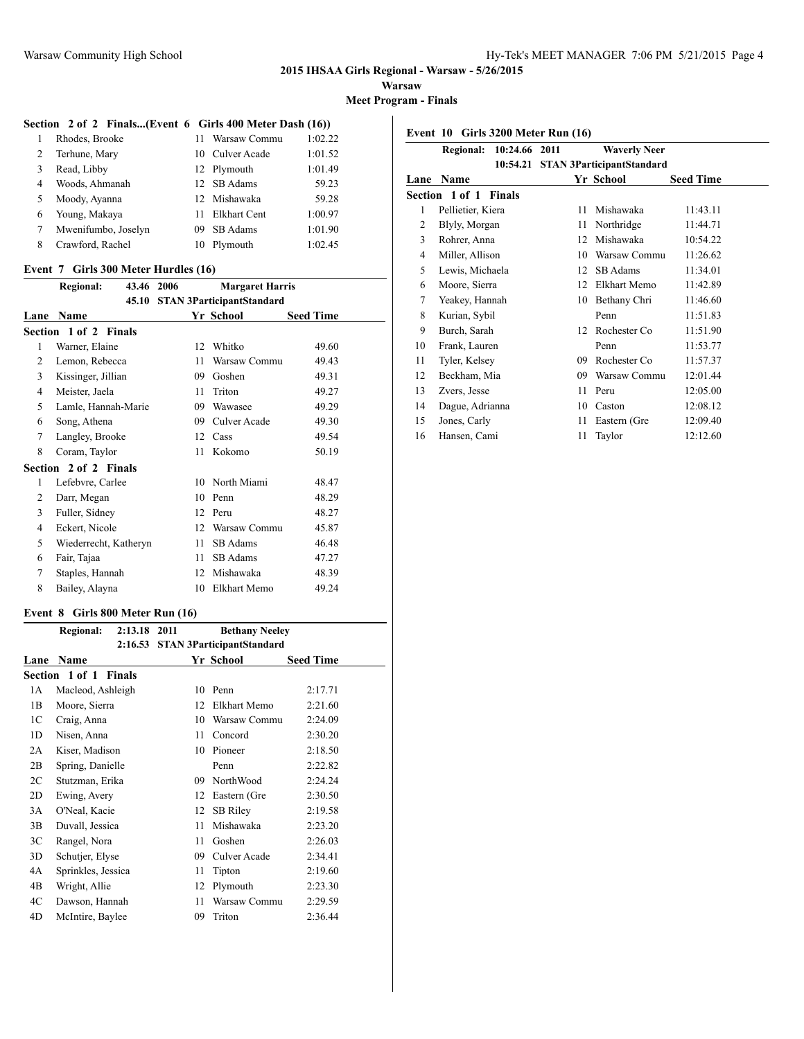## 2015 IHSAA Girls Regional - Warsaw - 5/26/2015

**Warsaw**

**Meet Program - Finals**

### Section 2 of 2 Finals...(Event 6 Girls 400 Meter Dash (16))

| Lane | Name | Yr | School | Seed Time |
|---|---|---|---|---|
| 1 | Rhodes, Brooke | 11 | Warsaw Commu | 1:02.22 |
| 2 | Terhune, Mary | 10 | Culver Acade | 1:01.52 |
| 3 | Read, Libby | 12 | Plymouth | 1:01.49 |
| 4 | Woods, Ahmanah | 12 | SB Adams | 59.23 |
| 5 | Moody, Ayanna | 12 | Mishawaka | 59.28 |
| 6 | Young, Makaya | 11 | Elkhart Cent | 1:00.97 |
| 7 | Mwenifumbo, Joselyn | 09 | SB Adams | 1:01.90 |
| 8 | Crawford, Rachel | 10 | Plymouth | 1:02.45 |

### Event 7 Girls 300 Meter Hurdles (16)

Regional: 43.46 2006 Margaret Harris

45.10 STAN 3ParticipantStandard

| Lane | Name | Yr | School | Seed Time |
|---|---|---|---|---|
| **Section 1 of 2 Finals** | | | | |
| 1 | Warner, Elaine | 12 | Whitko | 49.60 |
| 2 | Lemon, Rebecca | 11 | Warsaw Commu | 49.43 |
| 3 | Kissinger, Jillian | 09 | Goshen | 49.31 |
| 4 | Meister, Jaela | 11 | Triton | 49.27 |
| 5 | Lamle, Hannah-Marie | 09 | Wawasee | 49.29 |
| 6 | Song, Athena | 09 | Culver Acade | 49.30 |
| 7 | Langley, Brooke | 12 | Cass | 49.54 |
| 8 | Coram, Taylor | 11 | Kokomo | 50.19 |
| **Section 2 of 2 Finals** | | | | |
| 1 | Lefebvre, Carlee | 10 | North Miami | 48.47 |
| 2 | Darr, Megan | 10 | Penn | 48.29 |
| 3 | Fuller, Sidney | 12 | Peru | 48.27 |
| 4 | Eckert, Nicole | 12 | Warsaw Commu | 45.87 |
| 5 | Wiederrecht, Katheryn | 11 | SB Adams | 46.48 |
| 6 | Fair, Tajaa | 11 | SB Adams | 47.27 |
| 7 | Staples, Hannah | 12 | Mishawaka | 48.39 |
| 8 | Bailey, Alayna | 10 | Elkhart Memo | 49.24 |

### Event 8 Girls 800 Meter Run (16)

Regional: 2:13.18 2011 Bethany Neeley

2:16.53 STAN 3ParticipantStandard

| Lane | Name | Yr | School | Seed Time |
|---|---|---|---|---|
| **Section 1 of 1 Finals** | | | | |
| 1A | Macleod, Ashleigh | 10 | Penn | 2:17.71 |
| 1B | Moore, Sierra | 12 | Elkhart Memo | 2:21.60 |
| 1C | Craig, Anna | 10 | Warsaw Commu | 2:24.09 |
| 1D | Nisen, Anna | 11 | Concord | 2:30.20 |
| 2A | Kiser, Madison | 10 | Pioneer | 2:18.50 |
| 2B | Spring, Danielle | | Penn | 2:22.82 |
| 2C | Stutzman, Erika | 09 | NorthWood | 2:24.24 |
| 2D | Ewing, Avery | 12 | Eastern (Gre | 2:30.50 |
| 3A | O'Neal, Kacie | 12 | SB Riley | 2:19.58 |
| 3B | Duvall, Jessica | 11 | Mishawaka | 2:23.20 |
| 3C | Rangel, Nora | 11 | Goshen | 2:26.03 |
| 3D | Schutjer, Elyse | 09 | Culver Acade | 2:34.41 |
| 4A | Sprinkles, Jessica | 11 | Tipton | 2:19.60 |
| 4B | Wright, Allie | 12 | Plymouth | 2:23.30 |
| 4C | Dawson, Hannah | 11 | Warsaw Commu | 2:29.59 |
| 4D | McIntire, Baylee | 09 | Triton | 2:36.44 |

### Event 10 Girls 3200 Meter Run (16)

Regional: 10:24.66 2011 Waverly Neer

10:54.21 STAN 3ParticipantStandard

| Lane | Name | Yr | School | Seed Time |
|---|---|---|---|---|
| **Section 1 of 1 Finals** | | | | |
| 1 | Pellietier, Kiera | 11 | Mishawaka | 11:43.11 |
| 2 | Blyly, Morgan | 11 | Northridge | 11:44.71 |
| 3 | Rohrer, Anna | 12 | Mishawaka | 10:54.22 |
| 4 | Miller, Allison | 10 | Warsaw Commu | 11:26.62 |
| 5 | Lewis, Michaela | 12 | SB Adams | 11:34.01 |
| 6 | Moore, Sierra | 12 | Elkhart Memo | 11:42.89 |
| 7 | Yeakey, Hannah | 10 | Bethany Chri | 11:46.60 |
| 8 | Kurian, Sybil | | Penn | 11:51.83 |
| 9 | Burch, Sarah | 12 | Rochester Co | 11:51.90 |
| 10 | Frank, Lauren | | Penn | 11:53.77 |
| 11 | Tyler, Kelsey | 09 | Rochester Co | 11:57.37 |
| 12 | Beckham, Mia | 09 | Warsaw Commu | 12:01.44 |
| 13 | Zvers, Jesse | 11 | Peru | 12:05.00 |
| 14 | Dague, Adrianna | 10 | Caston | 12:08.12 |
| 15 | Jones, Carly | 11 | Eastern (Gre | 12:09.40 |
| 16 | Hansen, Cami | 11 | Taylor | 12:12.60 |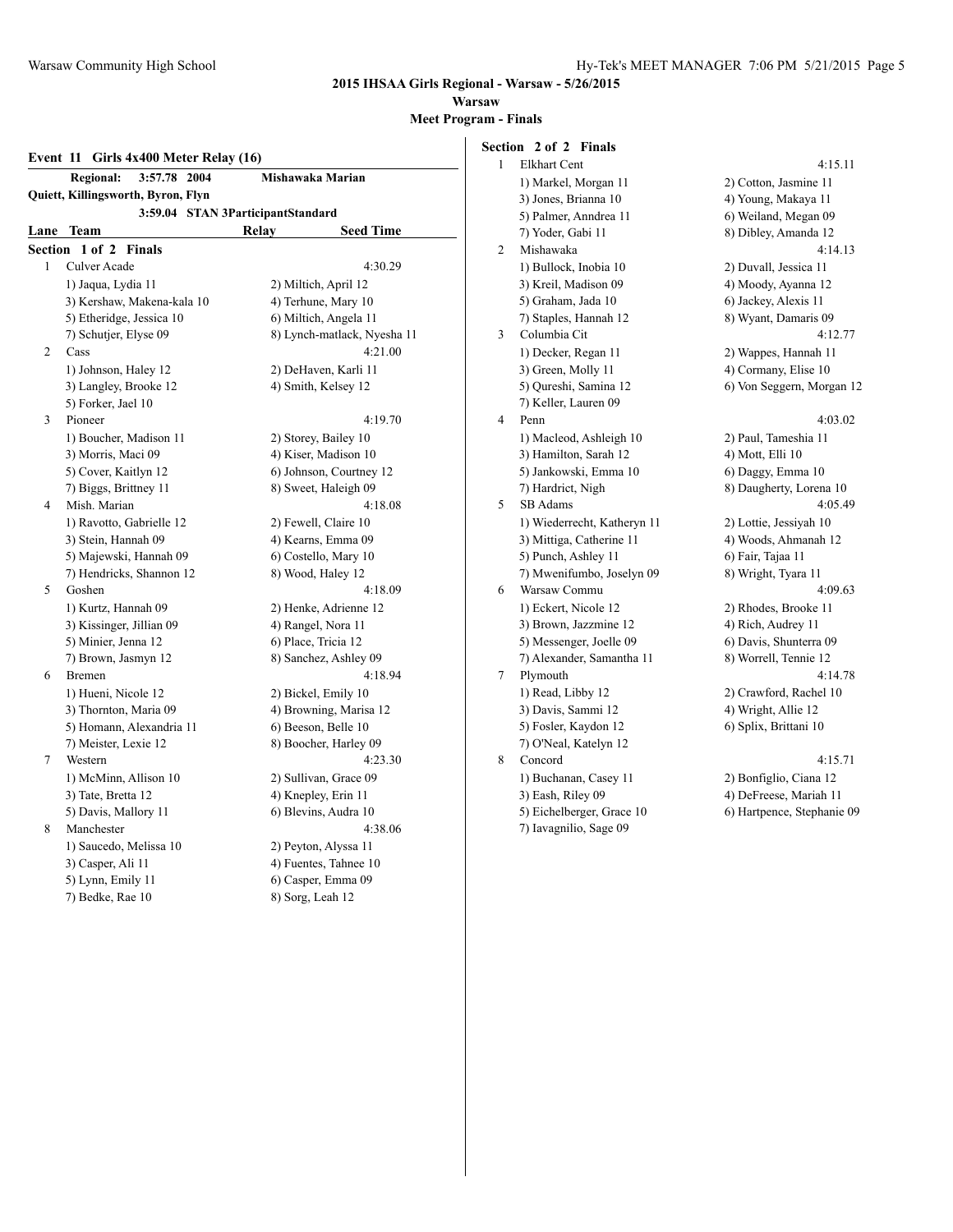**2015 IHSAA Girls Regional - Warsaw - 5/26/2015**

**Warsaw**

**Meet Program - Finals**

### Event 11 Girls 4x400 Meter Relay (16)

**Regional: 3:57.78 2004 Mishawaka Marian**
**Quiett, Killingsworth, Byron, Flyn**
**3:59.04 STAN 3ParticipantStandard**

| Lane | Team | Relay | Seed Time |
|---|---|---|---|

**Section 1 of 2 Finals**

1 Culver Acade — 4:30.29
1) Jaqua, Lydia 11 2) Miltich, April 12
3) Kershaw, Makena-kala 10 4) Terhune, Mary 10
5) Etheridge, Jessica 10 6) Miltich, Angela 11
7) Schutjer, Elyse 09 8) Lynch-matlack, Nyesha 11

2 Cass — 4:21.00
1) Johnson, Haley 12 2) DeHaven, Karli 11
3) Langley, Brooke 12 4) Smith, Kelsey 12
5) Forker, Jael 10

3 Pioneer — 4:19.70
1) Boucher, Madison 11 2) Storey, Bailey 10
3) Morris, Maci 09 4) Kiser, Madison 10
5) Cover, Kaitlyn 12 6) Johnson, Courtney 12
7) Biggs, Brittney 11 8) Sweet, Haleigh 09

4 Mish. Marian — 4:18.08
1) Ravotto, Gabrielle 12 2) Fewell, Claire 10
3) Stein, Hannah 09 4) Kearns, Emma 09
5) Majewski, Hannah 09 6) Costello, Mary 10
7) Hendricks, Shannon 12 8) Wood, Haley 12

5 Goshen — 4:18.09
1) Kurtz, Hannah 09 2) Henke, Adrienne 12
3) Kissinger, Jillian 09 4) Rangel, Nora 11
5) Minier, Jenna 12 6) Place, Tricia 12
7) Brown, Jasmyn 12 8) Sanchez, Ashley 09

6 Bremen — 4:18.94
1) Hueni, Nicole 12 2) Bickel, Emily 10
3) Thornton, Maria 09 4) Browning, Marisa 12
5) Homann, Alexandria 11 6) Beeson, Belle 10
7) Meister, Lexie 12 8) Boocher, Harley 09

7 Western — 4:23.30
1) McMinn, Allison 10 2) Sullivan, Grace 09
3) Tate, Bretta 12 4) Knepley, Erin 11
5) Davis, Mallory 11 6) Blevins, Audra 10

8 Manchester — 4:38.06
1) Saucedo, Melissa 10 2) Peyton, Alyssa 11
3) Casper, Ali 11 4) Fuentes, Tahnee 10
5) Lynn, Emily 11 6) Casper, Emma 09
7) Bedke, Rae 10 8) Sorg, Leah 12

**Section 2 of 2 Finals**

1 Elkhart Cent — 4:15.11
1) Markel, Morgan 11 2) Cotton, Jasmine 11
3) Jones, Brianna 10 4) Young, Makaya 11
5) Palmer, Anndrea 11 6) Weiland, Megan 09
7) Yoder, Gabi 11 8) Dibley, Amanda 12

2 Mishawaka — 4:14.13
1) Bullock, Inobia 10 2) Duvall, Jessica 11
3) Kreil, Madison 09 4) Moody, Ayanna 12
5) Graham, Jada 10 6) Jackey, Alexis 11
7) Staples, Hannah 12 8) Wyant, Damaris 09

3 Columbia Cit — 4:12.77
1) Decker, Regan 11 2) Wappes, Hannah 11
3) Green, Molly 11 4) Cormany, Elise 10
5) Qureshi, Samina 12 6) Von Seggern, Morgan 12
7) Keller, Lauren 09

4 Penn — 4:03.02
1) Macleod, Ashleigh 10 2) Paul, Tameshia 11
3) Hamilton, Sarah 12 4) Mott, Elli 10
5) Jankowski, Emma 10 6) Daggy, Emma 10
7) Hardrict, Nigh 8) Daugherty, Lorena 10

5 SB Adams — 4:05.49
1) Wiederrecht, Katheryn 11 2) Lottie, Jessiyah 10
3) Mittiga, Catherine 11 4) Woods, Ahmanah 12
5) Punch, Ashley 11 6) Fair, Tajaa 11
7) Mwenifumbo, Joselyn 09 8) Wright, Tyara 11

6 Warsaw Commu — 4:09.63
1) Eckert, Nicole 12 2) Rhodes, Brooke 11
3) Brown, Jazzmine 12 4) Rich, Audrey 11
5) Messenger, Joelle 09 6) Davis, Shunterra 09
7) Alexander, Samantha 11 8) Worrell, Tennie 12

7 Plymouth — 4:14.78
1) Read, Libby 12 2) Crawford, Rachel 10
3) Davis, Sammi 12 4) Wright, Allie 12
5) Fosler, Kaydon 12 6) Splix, Brittani 10
7) O'Neal, Katelyn 12

8 Concord — 4:15.71
1) Buchanan, Casey 11 2) Bonfiglio, Ciana 12
3) Eash, Riley 09 4) DeFreese, Mariah 11
5) Eichelberger, Grace 10 6) Hartpence, Stephanie 09
7) Iavagnilio, Sage 09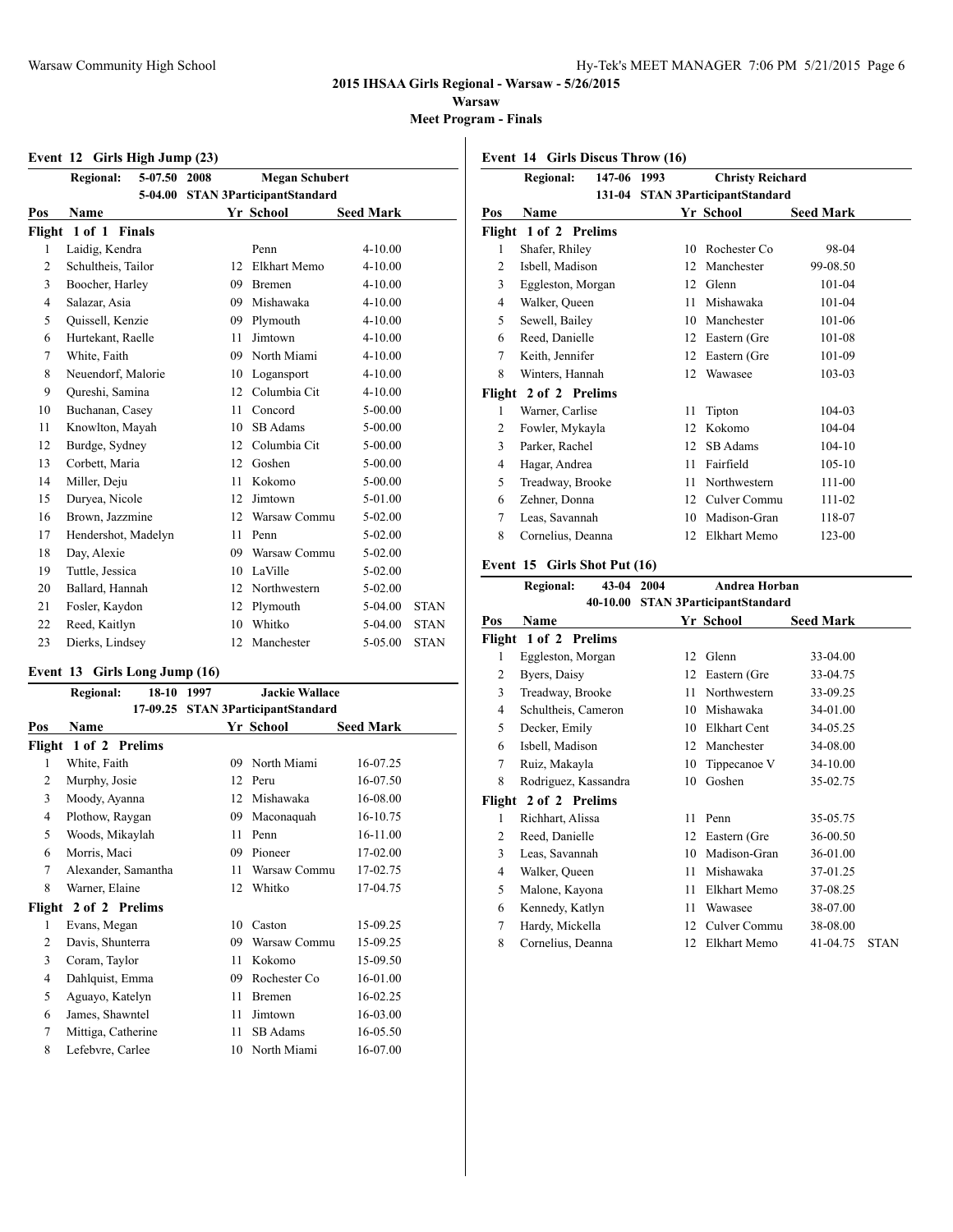## 2015 IHSAA Girls Regional - Warsaw - 5/26/2015

**Warsaw**

**Meet Program - Finals**

### Event 12 Girls High Jump (23)

| Pos | Name | Yr | School | Seed Mark | |
|---|---|---|---|---|---|
| | **Regional:** 5-07.50 2008 | | **Megan Schubert** | | |
| | 5-04.00 **STAN 3ParticipantStandard** | | | | |
| **Flight 1 of 1 Finals** | | | | | |
| 1 | Laidig, Kendra | | Penn | 4-10.00 | |
| 2 | Schultheis, Tailor | 12 | Elkhart Memo | 4-10.00 | |
| 3 | Boocher, Harley | 09 | Bremen | 4-10.00 | |
| 4 | Salazar, Asia | 09 | Mishawaka | 4-10.00 | |
| 5 | Quissell, Kenzie | 09 | Plymouth | 4-10.00 | |
| 6 | Hurtekant, Raelle | 11 | Jimtown | 4-10.00 | |
| 7 | White, Faith | 09 | North Miami | 4-10.00 | |
| 8 | Neuendorf, Malorie | 10 | Logansport | 4-10.00 | |
| 9 | Qureshi, Samina | 12 | Columbia Cit | 4-10.00 | |
| 10 | Buchanan, Casey | 11 | Concord | 5-00.00 | |
| 11 | Knowlton, Mayah | 10 | SB Adams | 5-00.00 | |
| 12 | Burdge, Sydney | 12 | Columbia Cit | 5-00.00 | |
| 13 | Corbett, Maria | 12 | Goshen | 5-00.00 | |
| 14 | Miller, Deju | 11 | Kokomo | 5-00.00 | |
| 15 | Duryea, Nicole | 12 | Jimtown | 5-01.00 | |
| 16 | Brown, Jazzmine | 12 | Warsaw Commu | 5-02.00 | |
| 17 | Hendershot, Madelyn | 11 | Penn | 5-02.00 | |
| 18 | Day, Alexie | 09 | Warsaw Commu | 5-02.00 | |
| 19 | Tuttle, Jessica | 10 | LaVille | 5-02.00 | |
| 20 | Ballard, Hannah | 12 | Northwestern | 5-02.00 | |
| 21 | Fosler, Kaydon | 12 | Plymouth | 5-04.00 | STAN |
| 22 | Reed, Kaitlyn | 10 | Whitko | 5-04.00 | STAN |
| 23 | Dierks, Lindsey | 12 | Manchester | 5-05.00 | STAN |

### Event 13 Girls Long Jump (16)

| Pos | Name | Yr | School | Seed Mark |
|---|---|---|---|---|
| | **Regional:** 18-10 1997 | | **Jackie Wallace** | |
| | 17-09.25 **STAN 3ParticipantStandard** | | | |
| **Flight 1 of 2 Prelims** | | | | |
| 1 | White, Faith | 09 | North Miami | 16-07.25 |
| 2 | Murphy, Josie | 12 | Peru | 16-07.50 |
| 3 | Moody, Ayanna | 12 | Mishawaka | 16-08.00 |
| 4 | Plothow, Raygan | 09 | Maconaquah | 16-10.75 |
| 5 | Woods, Mikaylah | 11 | Penn | 16-11.00 |
| 6 | Morris, Maci | 09 | Pioneer | 17-02.00 |
| 7 | Alexander, Samantha | 11 | Warsaw Commu | 17-02.75 |
| 8 | Warner, Elaine | 12 | Whitko | 17-04.75 |
| **Flight 2 of 2 Prelims** | | | | |
| 1 | Evans, Megan | 10 | Caston | 15-09.25 |
| 2 | Davis, Shunterra | 09 | Warsaw Commu | 15-09.25 |
| 3 | Coram, Taylor | 11 | Kokomo | 15-09.50 |
| 4 | Dahlquist, Emma | 09 | Rochester Co | 16-01.00 |
| 5 | Aguayo, Katelyn | 11 | Bremen | 16-02.25 |
| 6 | James, Shawntel | 11 | Jimtown | 16-03.00 |
| 7 | Mittiga, Catherine | 11 | SB Adams | 16-05.50 |
| 8 | Lefebvre, Carlee | 10 | North Miami | 16-07.00 |

### Event 14 Girls Discus Throw (16)

| Pos | Name | Yr | School | Seed Mark |
|---|---|---|---|---|
| | **Regional:** 147-06 1993 | | **Christy Reichard** | |
| | 131-04 **STAN 3ParticipantStandard** | | | |
| **Flight 1 of 2 Prelims** | | | | |
| 1 | Shafer, Rhiley | 10 | Rochester Co | 98-04 |
| 2 | Isbell, Madison | 12 | Manchester | 99-08.50 |
| 3 | Eggleston, Morgan | 12 | Glenn | 101-04 |
| 4 | Walker, Queen | 11 | Mishawaka | 101-04 |
| 5 | Sewell, Bailey | 10 | Manchester | 101-06 |
| 6 | Reed, Danielle | 12 | Eastern (Gre | 101-08 |
| 7 | Keith, Jennifer | 12 | Eastern (Gre | 101-09 |
| 8 | Winters, Hannah | 12 | Wawasee | 103-03 |
| **Flight 2 of 2 Prelims** | | | | |
| 1 | Warner, Carlise | 11 | Tipton | 104-03 |
| 2 | Fowler, Mykayla | 12 | Kokomo | 104-04 |
| 3 | Parker, Rachel | 12 | SB Adams | 104-10 |
| 4 | Hagar, Andrea | 11 | Fairfield | 105-10 |
| 5 | Treadway, Brooke | 11 | Northwestern | 111-00 |
| 6 | Zehner, Donna | 12 | Culver Commu | 111-02 |
| 7 | Leas, Savannah | 10 | Madison-Gran | 118-07 |
| 8 | Cornelius, Deanna | 12 | Elkhart Memo | 123-00 |

### Event 15 Girls Shot Put (16)

| Pos | Name | Yr | School | Seed Mark | |
|---|---|---|---|---|---|
| | **Regional:** 43-04 2004 | | **Andrea Horban** | | |
| | 40-10.00 **STAN 3ParticipantStandard** | | | | |
| **Flight 1 of 2 Prelims** | | | | | |
| 1 | Eggleston, Morgan | 12 | Glenn | 33-04.00 | |
| 2 | Byers, Daisy | 12 | Eastern (Gre | 33-04.75 | |
| 3 | Treadway, Brooke | 11 | Northwestern | 33-09.25 | |
| 4 | Schultheis, Cameron | 10 | Mishawaka | 34-01.00 | |
| 5 | Decker, Emily | 10 | Elkhart Cent | 34-05.25 | |
| 6 | Isbell, Madison | 12 | Manchester | 34-08.00 | |
| 7 | Ruiz, Makayla | 10 | Tippecanoe V | 34-10.00 | |
| 8 | Rodriguez, Kassandra | 10 | Goshen | 35-02.75 | |
| **Flight 2 of 2 Prelims** | | | | | |
| 1 | Richhart, Alissa | 11 | Penn | 35-05.75 | |
| 2 | Reed, Danielle | 12 | Eastern (Gre | 36-00.50 | |
| 3 | Leas, Savannah | 10 | Madison-Gran | 36-01.00 | |
| 4 | Walker, Queen | 11 | Mishawaka | 37-01.25 | |
| 5 | Malone, Kayona | 11 | Elkhart Memo | 37-08.25 | |
| 6 | Kennedy, Katlyn | 11 | Wawasee | 38-07.00 | |
| 7 | Hardy, Mickella | 12 | Culver Commu | 38-08.00 | |
| 8 | Cornelius, Deanna | 12 | Elkhart Memo | 41-04.75 | STAN |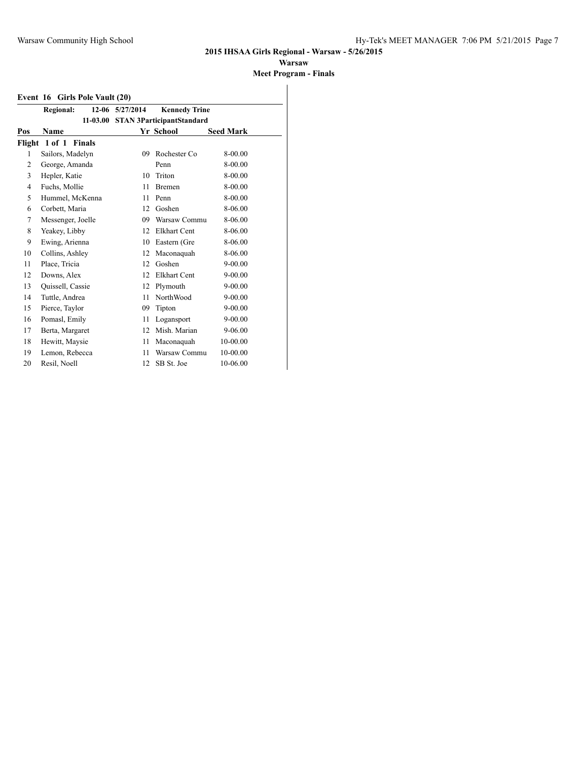## 2015 IHSAA Girls Regional - Warsaw - 5/26/2015

**Warsaw**

**Meet Program - Finals**

### Event 16 Girls Pole Vault (20)

| | | | | |
|---|---|---|---|---|
| **Regional:** | 12-06 | 5/27/2014 | **Kennedy Trine** | |
| | 11-03.00 | STAN 3ParticipantStandard | | |

| Pos | Name | Yr | School | Seed Mark |
|---|---|---|---|---|
| **Flight 1 of 1 Finals** | | | | |
| 1 | Sailors, Madelyn | 09 | Rochester Co | 8-00.00 |
| 2 | George, Amanda | | Penn | 8-00.00 |
| 3 | Hepler, Katie | 10 | Triton | 8-00.00 |
| 4 | Fuchs, Mollie | 11 | Bremen | 8-00.00 |
| 5 | Hummel, McKenna | 11 | Penn | 8-00.00 |
| 6 | Corbett, Maria | 12 | Goshen | 8-06.00 |
| 7 | Messenger, Joelle | 09 | Warsaw Commu | 8-06.00 |
| 8 | Yeakey, Libby | 12 | Elkhart Cent | 8-06.00 |
| 9 | Ewing, Arienna | 10 | Eastern (Gre | 8-06.00 |
| 10 | Collins, Ashley | 12 | Maconaquah | 8-06.00 |
| 11 | Place, Tricia | 12 | Goshen | 9-00.00 |
| 12 | Downs, Alex | 12 | Elkhart Cent | 9-00.00 |
| 13 | Quissell, Cassie | 12 | Plymouth | 9-00.00 |
| 14 | Tuttle, Andrea | 11 | NorthWood | 9-00.00 |
| 15 | Pierce, Taylor | 09 | Tipton | 9-00.00 |
| 16 | Pomasl, Emily | 11 | Logansport | 9-00.00 |
| 17 | Berta, Margaret | 12 | Mish. Marian | 9-06.00 |
| 18 | Hewitt, Maysie | 11 | Maconaquah | 10-00.00 |
| 19 | Lemon, Rebecca | 11 | Warsaw Commu | 10-00.00 |
| 20 | Resil, Noell | 12 | SB St. Joe | 10-06.00 |